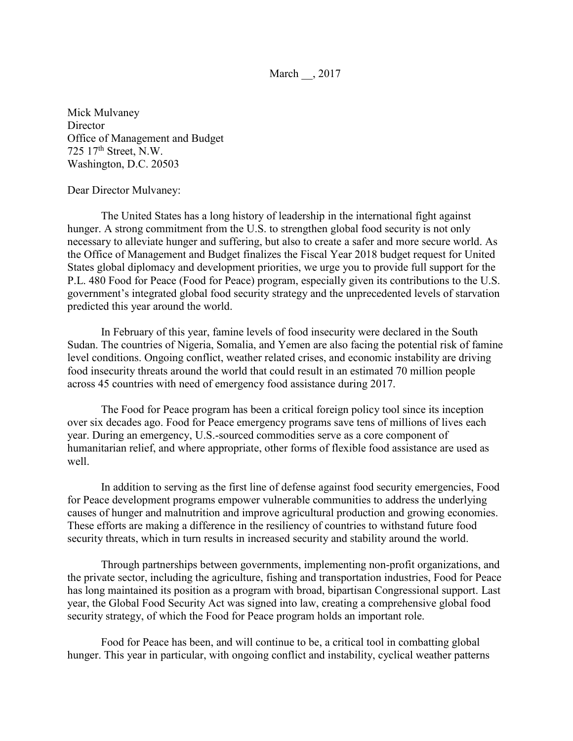March __, 2017

Mick Mulvaney
Director
Office of Management and Budget
725 17th Street, N.W.
Washington, D.C. 20503

Dear Director Mulvaney:

The United States has a long history of leadership in the international fight against hunger. A strong commitment from the U.S. to strengthen global food security is not only necessary to alleviate hunger and suffering, but also to create a safer and more secure world. As the Office of Management and Budget finalizes the Fiscal Year 2018 budget request for United States global diplomacy and development priorities, we urge you to provide full support for the P.L. 480 Food for Peace (Food for Peace) program, especially given its contributions to the U.S. government's integrated global food security strategy and the unprecedented levels of starvation predicted this year around the world.

In February of this year, famine levels of food insecurity were declared in the South Sudan. The countries of Nigeria, Somalia, and Yemen are also facing the potential risk of famine level conditions. Ongoing conflict, weather related crises, and economic instability are driving food insecurity threats around the world that could result in an estimated 70 million people across 45 countries with need of emergency food assistance during 2017.

The Food for Peace program has been a critical foreign policy tool since its inception over six decades ago. Food for Peace emergency programs save tens of millions of lives each year. During an emergency, U.S.-sourced commodities serve as a core component of humanitarian relief, and where appropriate, other forms of flexible food assistance are used as well.

In addition to serving as the first line of defense against food security emergencies, Food for Peace development programs empower vulnerable communities to address the underlying causes of hunger and malnutrition and improve agricultural production and growing economies. These efforts are making a difference in the resiliency of countries to withstand future food security threats, which in turn results in increased security and stability around the world.

Through partnerships between governments, implementing non-profit organizations, and the private sector, including the agriculture, fishing and transportation industries, Food for Peace has long maintained its position as a program with broad, bipartisan Congressional support. Last year, the Global Food Security Act was signed into law, creating a comprehensive global food security strategy, of which the Food for Peace program holds an important role.

Food for Peace has been, and will continue to be, a critical tool in combatting global hunger. This year in particular, with ongoing conflict and instability, cyclical weather patterns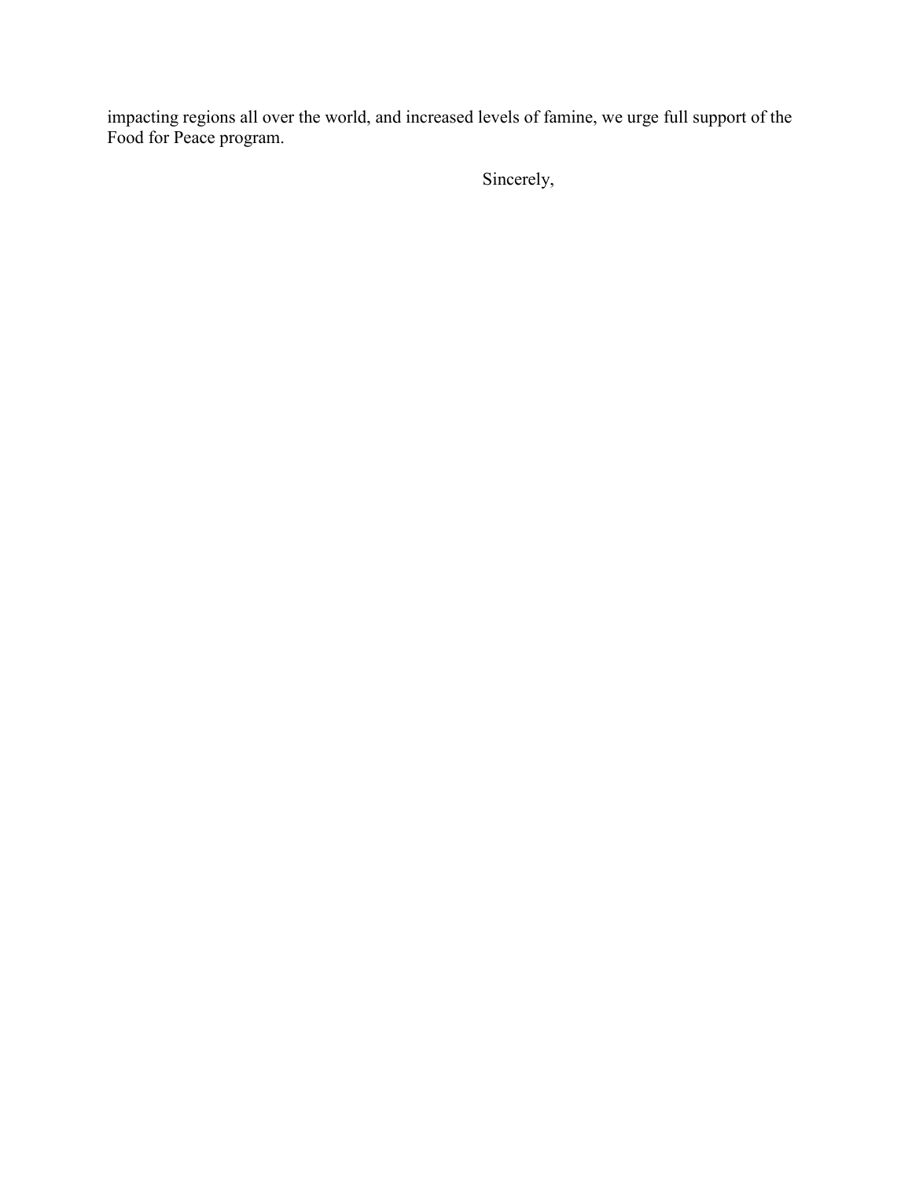impacting regions all over the world, and increased levels of famine, we urge full support of the Food for Peace program.

Sincerely,